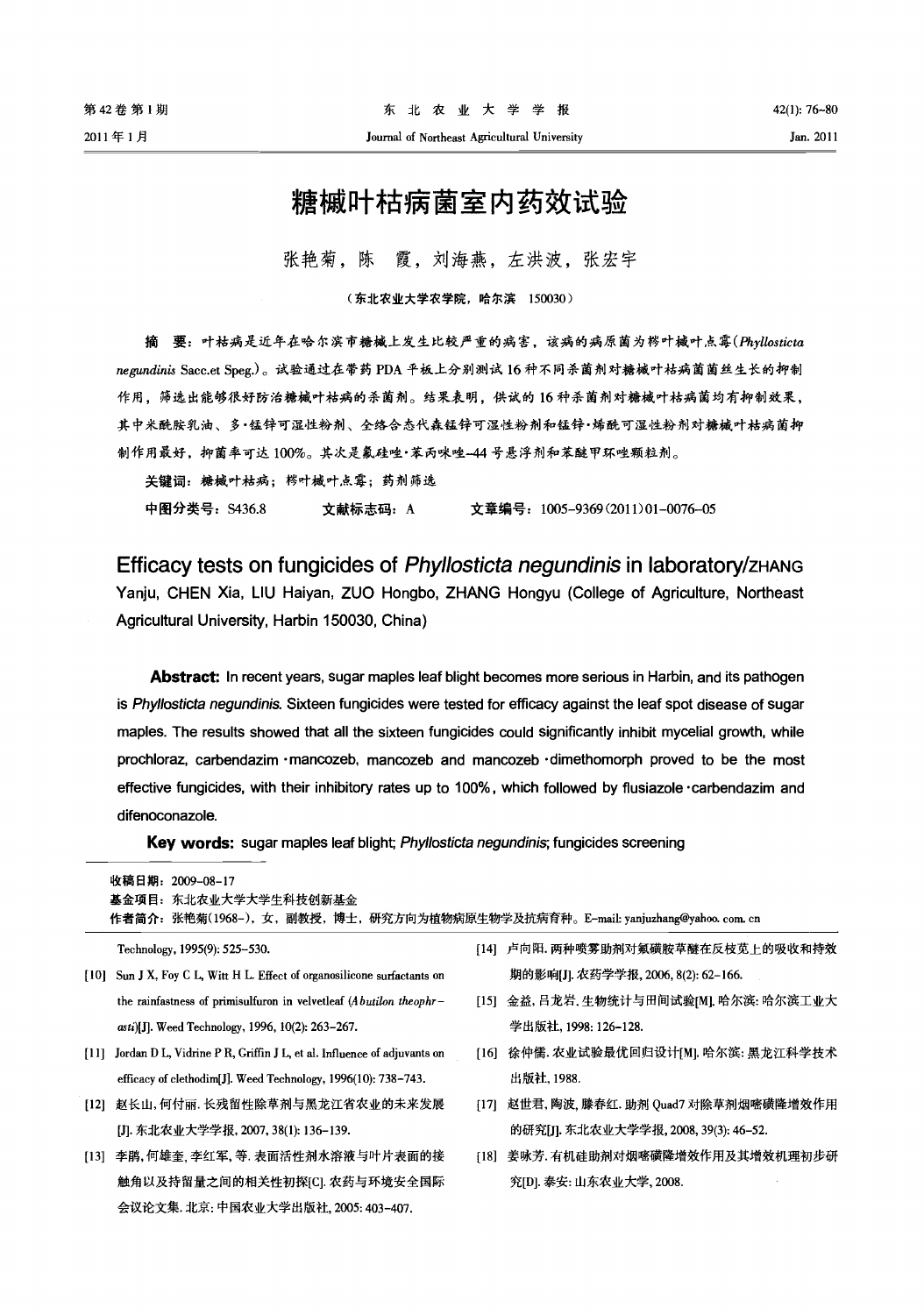# 糖槭叶枯病菌室内药效试验

张艳菊，陈　霞，刘海燕，左洪波，张宏宇

（东北农业大学农学院，哈尔滨　150030）

**摘　要**：叶枯病是近年在哈尔滨市糖槭上发生比较严重的病害，该病的病原菌为梣叶槭叶点霉(*Phyllosticta negundinis* Sacc.et Speg.)。试验通过在带药PDA平板上分别测试16种不同杀菌剂对糖槭叶枯病菌菌丝生长的抑制作用，筛选出能够很好防治糖槭叶枯病的杀菌剂。结果表明，供试的16种杀菌剂对糖槭叶枯病菌均有抑制效果，其中米酰胺乳油、多·锰锌可湿性粉剂、全络合态代森锰锌可湿性粉剂和锰锌·烯酰可湿性粉剂对糖槭叶枯病菌抑制作用最好，抑菌率可达100%。其次是氟硅唑·苯丙咪唑-44号悬浮剂和苯醚甲环唑颗粒剂。

**关键词**：糖槭叶枯病；梣叶槭叶点霉；药剂筛选

**中图分类号**：S436.8　　**文献标志码**：A　　**文章编号**：1005-9369(2011)01-0076-05

## Efficacy tests on fungicides of *Phyllosticta negundinis* in laboratory/ZHANG Yanju, CHEN Xia, LIU Haiyan, ZUO Hongbo, ZHANG Hongyu (College of Agriculture, Northeast Agricultural University, Harbin 150030, China)

**Abstract:** In recent years, sugar maples leaf blight becomes more serious in Harbin, and its pathogen is *Phyllosticta negundinis*. Sixteen fungicides were tested for efficacy against the leaf spot disease of sugar maples. The results showed that all the sixteen fungicides could significantly inhibit mycelial growth, while prochloraz, carbendazim·mancozeb, mancozeb and mancozeb·dimethomorph proved to be the most effective fungicides, with their inhibitory rates up to 100%, which followed by flusiazole·carbendazim and difenoconazole.

**Key words:** sugar maples leaf blight; *Phyllosticta negundinis*; fungicides screening

---

收稿日期：2009-08-17

基金项目：东北农业大学大学生科技创新基金

作者简介：张艳菊(1968-)，女，副教授，博士，研究方向为植物病原生物学及抗病育种。E-mail: yanjuzhang@yahoo.com.cn

---

Technology, 1995(9): 525-530.

[10] Sun J X, Foy C L, Witt H L. Effect of organosilicone surfactants on the rainfastness of primisulfuron in velvetleaf (*Abutilon theophrasti*)[J]. Weed Technology, 1996, 10(2): 263-267.

[11] Jordan D L, Vidrine P R, Griffin J L, et al. Influence of adjuvants on efficacy of clethodim[J]. Weed Technology, 1996(10): 738-743.

[12] 赵长山, 何付丽. 长残留性除草剂与黑龙江省农业的未来发展[J]. 东北农业大学学报, 2007, 38(1): 136-139.

[13] 李鹏, 何雄奎, 李红军, 等. 表面活性剂水溶液与叶片表面的接触角以及持留量之间的相关性初探[C]. 农药与环境安全国际会议论文集. 北京: 中国农业大学出版社, 2005: 403-407.

[14] 卢向阳. 两种喷雾助剂对氟磺胺草醚在反枝苋上的吸收和持效期的影响[J]. 农药学学报, 2006, 8(2): 62-166.

[15] 金益, 吕龙岩. 生物统计与田间试验[M]. 哈尔滨: 哈尔滨工业大学出版社, 1998: 126-128.

[16] 徐仲儒. 农业试验最优回归设计[M]. 哈尔滨: 黑龙江科学技术出版社, 1988.

[17] 赵世君, 陶波, 滕春红. 助剂Quad7对除草剂烟嘧磺隆增效作用的研究[J]. 东北农业大学学报, 2008, 39(3): 46-52.

[18] 姜咏芳. 有机硅助剂对烟嘧磺隆增效作用及其增效机理初步研究[D]. 泰安: 山东农业大学, 2008.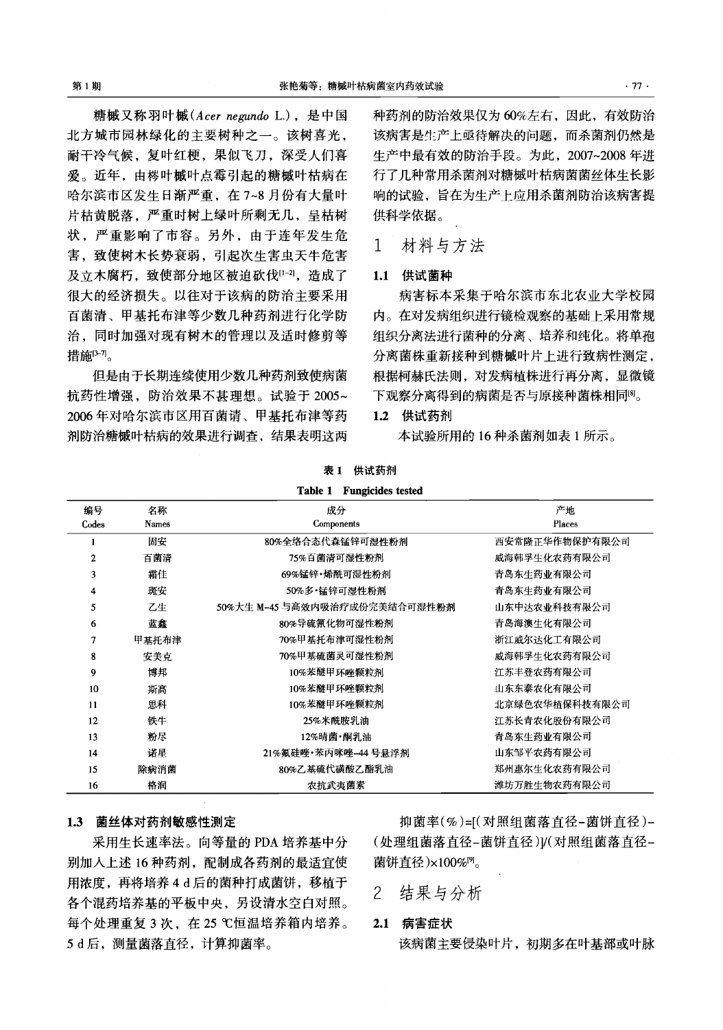糖槭又称羽叶槭(*Acer negundo* L.)，是中国北方城市园林绿化的主要树种之一。该树喜光，耐干冷气候，复叶红梗，果似飞刀，深受人们喜爱。近年，由梣叶槭叶点霉引起的糖槭叶枯病在哈尔滨市区发生日渐严重，在7~8月份有大量叶片枯黄脱落，严重时树上绿叶所剩无几，呈枯树状，严重影响了市容。另外，由于连年发生危害，致使树木长势衰弱，引起次生害虫天牛危害及立木腐朽，致使部分地区被迫砍伐[1-2]，造成了很大的经济损失。以往对于该病的防治主要采用百菌清、甲基托布津等少数几种药剂进行化学防治，同时加强对现有树木的管理以及适时修剪等措施[3-7]。

但是由于长期连续使用少数几种药剂致使病菌抗药性增强，防治效果不甚理想。试验于2005~2006年对哈尔滨市区用百菌清、甲基托布津等药剂防治糖槭叶枯病的效果进行调查，结果表明这两种药剂的防治效果仅为60%左右，因此，有效防治该病害是生产上亟待解决的问题，而杀菌剂仍然是生产中最有效的防治手段。为此，2007~2008年进行了几种常用杀菌剂对糖槭叶枯病菌菌丝体生长影响的试验，旨在为生产上应用杀菌剂防治该病害提供科学依据。

## 1 材料与方法

### 1.1 供试菌种

病害标本采集于哈尔滨市东北农业大学校园内。在对发病组织进行镜检观察的基础上采用常规组织分离法进行菌种的分离、培养和纯化。将单孢分离菌株重新接种到糖槭叶片上进行致病性测定，根据柯赫氏法则，对发病植株进行再分离，显微镜下观察分离得到的病菌是否与原接种菌株相同[8]。

### 1.2 供试药剂

本试验所用的16种杀菌剂如表1所示。

表1 供试药剂

Table 1 Fungicides tested

| 编号 Codes | 名称 Names | 成分 Components | 产地 Places |
|---|---|---|---|
| 1 | 固安 | 80%全络合态代森锰锌可湿性粉剂 | 西安常隆正华作物保护有限公司 |
| 2 | 百菌清 | 75%百菌清可湿性粉剂 | 威海韩孚生化农药有限公司 |
| 3 | 霜佳 | 69%锰锌·烯酰可湿性粉剂 | 青岛东生药业有限公司 |
| 4 | 斑安 | 50%多·锰锌可湿性粉剂 | 青岛东生药业有限公司 |
| 5 | 乙生 | 50%大生 M-45 与高效内吸治疗成份完美结合可湿性粉剂 | 山东中达农业科技有限公司 |
| 6 | 蓝鑫 | 80%导硫氰化物可湿性粉剂 | 青岛海澳生化有限公司 |
| 7 | 甲基托布津 | 70%甲基托布津可湿性粉剂 | 浙江威尔达化工有限公司 |
| 8 | 安美克 | 70%甲基硫菌灵可湿性粉剂 | 威海韩孚生化农药有限公司 |
| 9 | 博邦 | 10%苯醚甲环唑颗粒剂 | 江苏丰登农药有限公司 |
| 10 | 斯高 | 10%苯醚甲环唑颗粒剂 | 山东东泰农化有限公司 |
| 11 | 思科 | 10%苯醚甲环唑颗粒剂 | 北京绿色农华植保科技有限公司 |
| 12 | 铁牛 | 25%米酰胺乳油 | 江苏长青农化股份有限公司 |
| 13 | 粉尽 | 12%晴菌·酮乳油 | 青岛东生药业有限公司 |
| 14 | 诺星 | 21%氟硅唑·苯丙咪唑-44号悬浮剂 | 山东邹平农药有限公司 |
| 15 | 除病消菌 | 80%乙基硫代磺酸乙酯乳油 | 郑州惠尔生化农药有限公司 |
| 16 | 格润 | 农抗武夷菌素 | 潍坊万胜生物农药有限公司 |

### 1.3 菌丝体对药剂敏感性测定

采用生长速率法。向等量的PDA培养基中分别加入上述16种药剂，配制成各药剂的最适宜使用浓度，再将培养4 d后的菌种打成菌饼，移植于各个混药培养基的平板中央，另设清水空白对照。每个处理重复3次，在25 ℃恒温培养箱内培养。5 d后，测量菌落直径，计算抑菌率。

抑菌率(%)=[(对照组菌落直径-菌饼直径)-(处理组菌落直径-菌饼直径)]/(对照组菌落直径-菌饼直径)×100%[9]。

## 2 结果与分析

### 2.1 病害症状

该病菌主要侵染叶片，初期多在叶基部或叶脉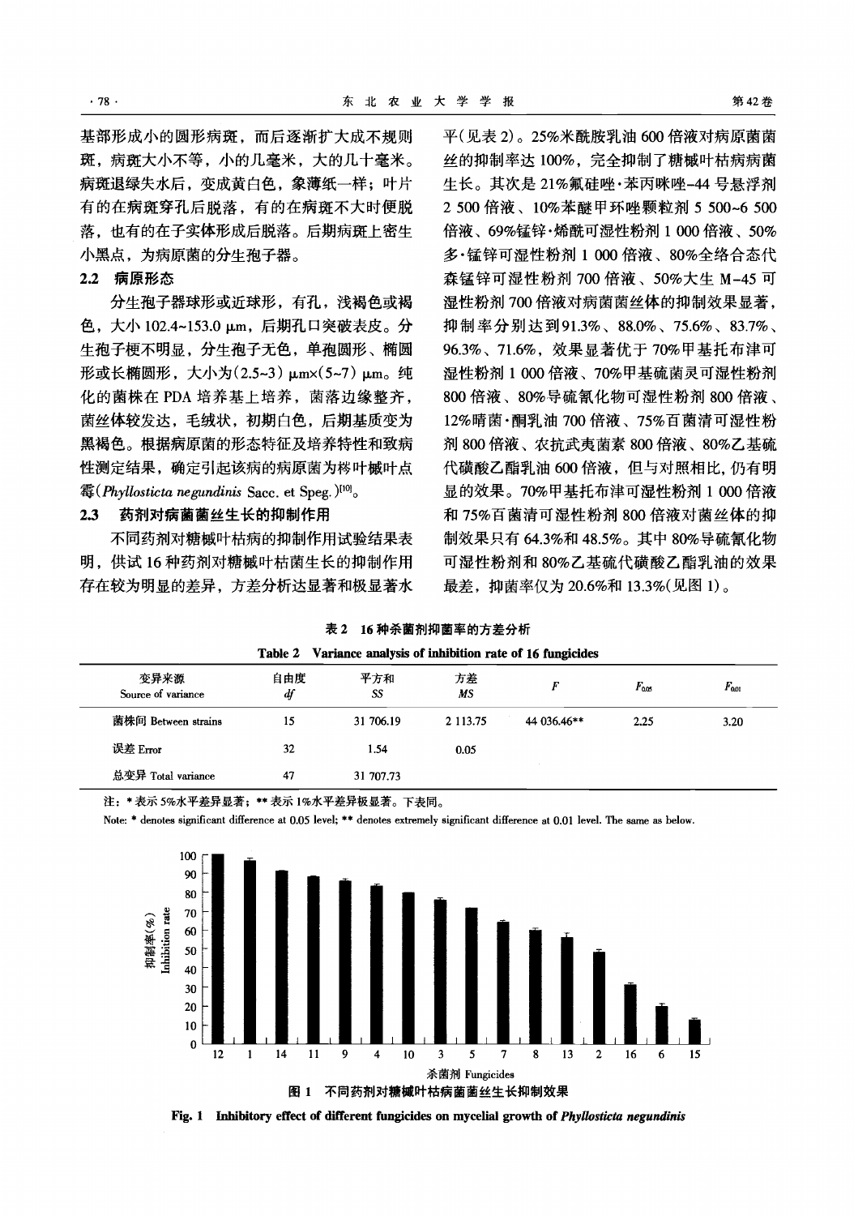基部形成小的圆形病斑，而后逐渐扩大成不规则斑，病斑大小不等，小的几毫米，大的几十毫米。病斑退绿失水后，变成黄白色，象薄纸一样；叶片有的在病斑穿孔后脱落，有的在病斑不大时便脱落，也有的在子实体形成后脱落。后期病斑上密生小黑点，为病原菌的分生孢子器。

### 2.2 病原形态

分生孢子器球形或近球形，有孔，浅褐色或褐色，大小102.4~153.0 μm，后期孔口突破表皮。分生孢子梗不明显，分生孢子无色，单孢圆形、椭圆形或长椭圆形，大小为(2.5~3) μm×(5~7) μm。纯化的菌株在PDA培养基上培养，菌落边缘整齐，菌丝体较发达，毛绒状，初期白色，后期基质变为黑褐色。根据病原菌的形态特征及培养特性和致病性测定结果，确定引起该病的病原菌为梣叶槭叶点霉(*Phyllosticta negundinis* Sacc. et Speg.)[10]。

### 2.3 药剂对病菌菌丝生长的抑制作用

不同药剂对糖槭叶枯病的抑制作用试验结果表明，供试16种药剂对糖槭叶枯菌生长的抑制作用存在较为明显的差异，方差分析达显著和极显著水平(见表2)。25%米酰胺乳油600倍液对病原菌菌丝的抑制率达100%，完全抑制了糖槭叶枯病病菌生长。其次是21%氟硅唑·苯丙咪唑-44号悬浮剂2 500倍液、10%苯醚甲环唑颗粒剂5 500~6 500倍液、69%锰锌·烯酰可湿性粉剂1 000倍液、50%多·锰锌可湿性粉剂1 000倍液、80%全络合态代森锰锌可湿性粉剂700倍液、50%大生M-45可湿性粉剂700倍液对病菌菌丝体的抑制效果显著，抑制率分别达到91.3%、88.0%、75.6%、83.7%、96.3%、71.6%，效果显著优于70%甲基托布津可湿性粉剂1 000倍液、70%甲基硫菌灵可湿性粉剂800倍液、80%导硫氰化物可湿性粉剂800倍液、12%晴菌·酮乳油700倍液、75%百菌清可湿性粉剂800倍液、农抗武夷菌素800倍液、80%乙基硫代磺酸乙酯乳油600倍液，但与对照相比，仍有明显的效果。70%甲基托布津可湿性粉剂1 000倍液和75%百菌清可湿性粉剂800倍液对菌丝体的抑制效果只有64.3%和48.5%。其中80%导硫氰化物可湿性粉剂和80%乙基硫代磺酸乙酯乳油的效果最差，抑菌率仅为20.6%和13.3%(见图1)。

表2 16种杀菌剂抑菌率的方差分析

Table 2 Variance analysis of inhibition rate of 16 fungicides

| 变异来源 Source of variance | 自由度 $df$ | 平方和 $SS$ | 方差 $MS$ | $F$ | $F_{0.05}$ | $F_{0.01}$ |
|---|---|---|---|---|---|---|
| 菌株间 Between strains | 15 | 31 706.19 | 2 113.75 | 44 036.46** | 2.25 | 3.20 |
| 误差 Error | 32 | 1.54 | 0.05 | | | |
| 总变异 Total variance | 47 | 31 707.73 | | | | |

注：*表示5%水平差异显著；**表示1%水平差异极显著。下表同。

Note: * denotes significant difference at 0.05 level; ** denotes extremely significant difference at 0.01 level. The same as below.

图1 不同药剂对糖槭叶枯病菌菌丝生长抑制效果

Fig. 1 Inhibitory effect of different fungicides on mycelial growth of *Phyllosticta negundinis*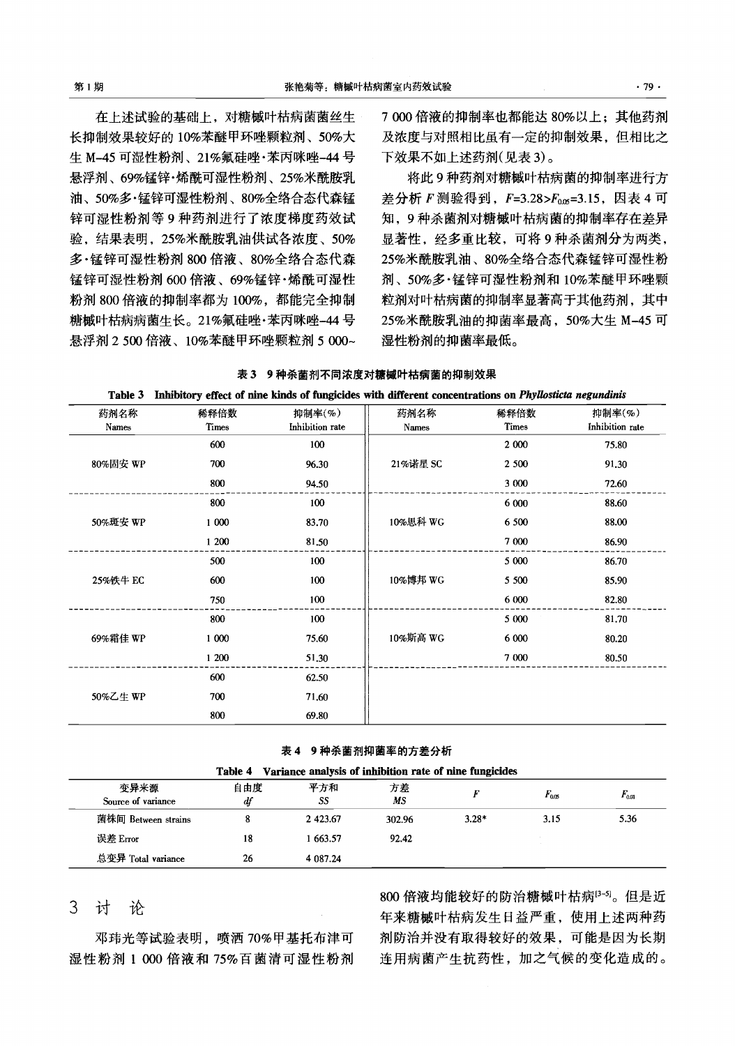在上述试验的基础上，对糖槭叶枯病菌菌丝生长抑制效果较好的10%苯醚甲环唑颗粒剂、50%大生M-45可湿性粉剂、21%氟硅唑·苯丙咪唑-44号悬浮剂、69%锰锌·烯酰可湿性粉剂、25%米酰胺乳油、50%多·锰锌可湿性粉剂、80%全络合态代森锰锌可湿性粉剂等9种药剂进行了浓度梯度药效试验，结果表明，25%米酰胺乳油供试各浓度、50%多·锰锌可湿性粉剂800倍液、80%全络合态代森锰锌可湿性粉剂600倍液、69%锰锌·烯酰可湿性粉剂800倍液的抑制率都为100%，都能完全抑制糖槭叶枯病病菌生长。21%氟硅唑·苯丙咪唑-44号悬浮剂2 500倍液、10%苯醚甲环唑颗粒剂5 000~7 000倍液的抑制率也都能达80%以上；其他药剂及浓度与对照相比虽有一定的抑制效果，但相比之下效果不如上述药剂(见表3)。

将此9种药剂对糖槭叶枯病菌的抑制率进行方差分析F测验得到，$F$=3.28>$F_{0.05}$=3.15，因表4可知，9种杀菌剂对糖槭叶枯病菌的抑制率存在差异显著性，经多重比较，可将9种杀菌剂分为两类，25%米酰胺乳油、80%全络合态代森锰锌可湿性粉剂、50%多·锰锌可湿性粉剂和10%苯醚甲环唑颗粒剂对叶枯病菌的抑制率显著高于其他药剂，其中25%米酰胺乳油的抑菌率最高，50%大生M-45可湿性粉剂的抑菌率最低。

**表3 9种杀菌剂不同浓度对糖槭叶枯病菌的抑制效果**

**Table 3 Inhibitory effect of nine kinds of fungicides with different concentrations on *Phyllosticta negundinis***

| 药剂名称 Names | 稀释倍数 Times | 抑制率(%) Inhibition rate | 药剂名称 Names | 稀释倍数 Times | 抑制率(%) Inhibition rate |
|---|---|---|---|---|---|
| 80%固安 WP | 600 | 100 | 21%诺星 SC | 2 000 | 75.80 |
| | 700 | 96.30 | | 2 500 | 91.30 |
| | 800 | 94.50 | | 3 000 | 72.60 |
| 50%斑安 WP | 800 | 100 | 10%思科 WG | 6 000 | 88.60 |
| | 1 000 | 83.70 | | 6 500 | 88.00 |
| | 1 200 | 81.50 | | 7 000 | 86.90 |
| 25%铁牛 EC | 500 | 100 | 10%博邦 WG | 5 000 | 86.70 |
| | 600 | 100 | | 5 500 | 85.90 |
| | 750 | 100 | | 6 000 | 82.80 |
| 69%霜佳 WP | 800 | 100 | 10%斯高 WG | 5 000 | 81.70 |
| | 1 000 | 75.60 | | 6 000 | 80.20 |
| | 1 200 | 51.30 | | 7 000 | 80.50 |
| 50%乙生 WP | 600 | 62.50 | | | |
| | 700 | 71.60 | | | |
| | 800 | 69.80 | | | |

**表4 9种杀菌剂抑菌率的方差分析**

**Table 4 Variance analysis of inhibition rate of nine fungicides**

| 变异来源 Source of variance | 自由度 $df$ | 平方和 $SS$ | 方差 $MS$ | $F$ | $F_{0.05}$ | $F_{0.01}$ |
|---|---|---|---|---|---|---|
| 菌株间 Between strains | 8 | 2 423.67 | 302.96 | 3.28* | 3.15 | 5.36 |
| 误差 Error | 18 | 1 663.57 | 92.42 | | | |
| 总变异 Total variance | 26 | 4 087.24 | | | | |

## 3 讨 论

邓玮光等试验表明，喷洒70%甲基托布津可湿性粉剂1 000倍液和75%百菌清可湿性粉剂800倍液均能较好的防治糖槭叶枯病[3-5]。但是近年来糖槭叶枯病发生日益严重，使用上述两种药剂防治并没有取得较好的效果，可能是因为长期连用病菌产生抗药性，加之气候的变化造成的。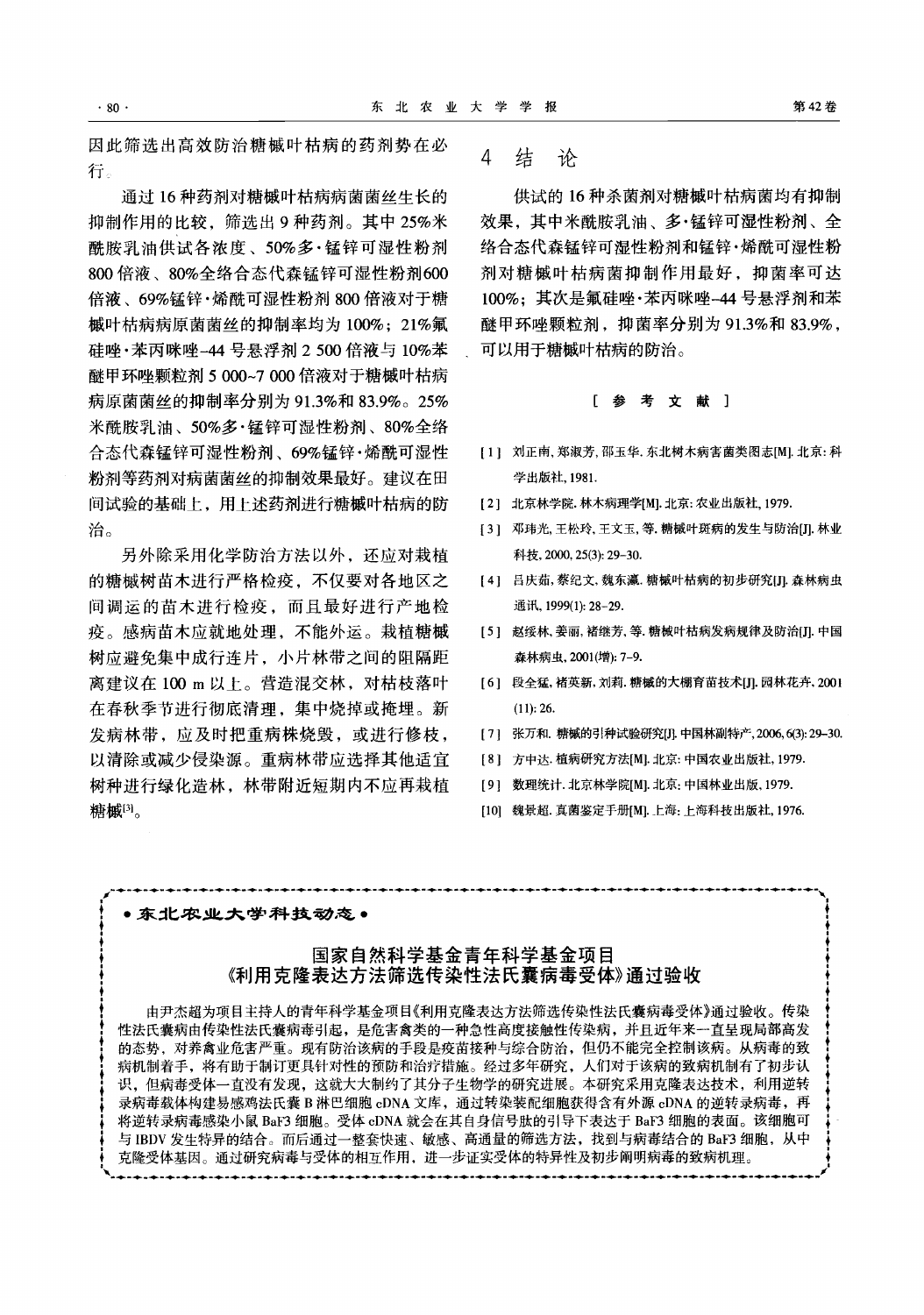因此筛选出高效防治糖槭叶枯病的药剂势在必行。

通过16种药剂对糖槭叶枯病病菌菌丝生长的抑制作用的比较，筛选出9种药剂。其中25%米酰胺乳油供试各浓度、50%多·锰锌可湿性粉剂800倍液、80%全络合态代森锰锌可湿性粉剂600倍液、69%锰锌·烯酰可湿性粉剂800倍液对于糖槭叶枯病病原菌菌丝的抑制率均为100%；21%氟硅唑·苯丙咪唑-44号悬浮剂2 500倍液与10%苯醚甲环唑颗粒剂5 000~7 000倍液对于糖槭叶枯病病原菌菌丝的抑制率分别为91.3%和83.9%。25%米酰胺乳油、50%多·锰锌可湿性粉剂、80%全络合态代森锰锌可湿性粉剂、69%锰锌·烯酰可湿性粉剂等药剂对病菌菌丝的抑制效果最好。建议在田间试验的基础上，用上述药剂进行糖槭叶枯病的防治。

另外除采用化学防治方法以外，还应对栽植的糖槭树苗木进行严格检疫，不仅要对各地区之间调运的苗木进行检疫，而且最好进行产地检疫。感病苗木应就地处理，不能外运。栽植糖槭树应避免集中成行连片，小片林带之间的阻隔距离建议在100 m以上。营造混交林，对枯枝落叶在春秋季节进行彻底清理，集中烧掉或掩埋。新发病林带，应及时把重病株烧毁，或进行修枝，以清除或减少侵染源。重病林带应选择其他适宜树种进行绿化造林，林带附近短期内不应再栽植糖槭[3]。

## 4 结 论

供试的16种杀菌剂对糖槭叶枯病菌均有抑制效果，其中米酰胺乳油、多·锰锌可湿性粉剂、全络合态代森锰锌可湿性粉剂和锰锌·烯酰可湿性粉剂对糖槭叶枯病菌抑制作用最好，抑菌率可达100%；其次是氟硅唑·苯丙咪唑-44号悬浮剂和苯醚甲环唑颗粒剂，抑菌率分别为91.3%和83.9%，可以用于糖槭叶枯病的防治。

### [ 参 考 文 献 ]

[1] 刘正南, 郑淑芳, 邵玉华. 东北树木病害菌类图志[M]. 北京: 科学出版社, 1981.

[2] 北京林学院. 林木病理学[M]. 北京: 农业出版社, 1979.

[3] 邓玮光, 王松玲, 王文玉, 等. 糖槭叶斑病的发生与防治[J]. 林业科技, 2000, 25(3): 29-30.

[4] 吕庆茹, 蔡纪文, 魏东瀛. 糖槭叶枯病的初步研究[J]. 森林病虫通讯, 1999(1): 28-29.

[5] 赵绥林, 姜丽, 褚继芳, 等. 糖槭叶枯病发病规律及防治[J]. 中国森林病虫, 2001(增): 7-9.

[6] 段全猛, 褚英新, 刘莉. 糖槭的大棚育苗技术[J]. 园林花卉, 2001(11): 26.

[7] 张万和. 糖槭的引种试验研究[J]. 中国林副特产, 2006, 6(3): 29-30.

[8] 方中达. 植病研究方法[M]. 北京: 中国农业出版社, 1979.

[9] 数理统计. 北京林学院[M]. 北京: 中国林业出版, 1979.

[10] 魏景超. 真菌鉴定手册[M]. 上海: 上海科技出版社, 1976.

---

**• 东北农业大学科技动态 •**

### 国家自然科学基金青年科学基金项目《利用克隆表达方法筛选传染性法氏囊病毒受体》通过验收

由尹杰超为项目主持人的青年科学基金项目《利用克隆表达方法筛选传染性法氏囊病毒受体》通过验收。传染性法氏囊病由传染性法氏囊病毒引起，是危害禽类的一种急性高度接触性传染病，并且近年来一直呈现局部高发的态势，对养禽业危害严重。现有防治该病的手段是疫苗接种与综合防治，但仍不能完全控制该病。从病毒的致病机制着手，将有助于制订更具针对性的预防和治疗措施。经过多年研究，人们对于该病的致病机制有了初步认识，但病毒受体一直没有发现，这就大大制约了其分子生物学的研究进展。本研究采用克隆表达技术，利用逆转录病毒载体构建易感鸡法氏囊B淋巴细胞cDNA文库，通过转染装配细胞获得含有外源cDNA的逆转录病毒，再将逆转录病毒感染小鼠BaF3细胞。受体cDNA就会在其自身信号肽的引导下表达于BaF3细胞的表面。该细胞可与IBDV发生特异的结合。而后通过一整套快速、敏感、高通量的筛选方法，找到与病毒结合的BaF3细胞，从中克隆受体基因。通过研究病毒与受体的相互作用，进一步证实受体的特异性及初步阐明病毒的致病机理。